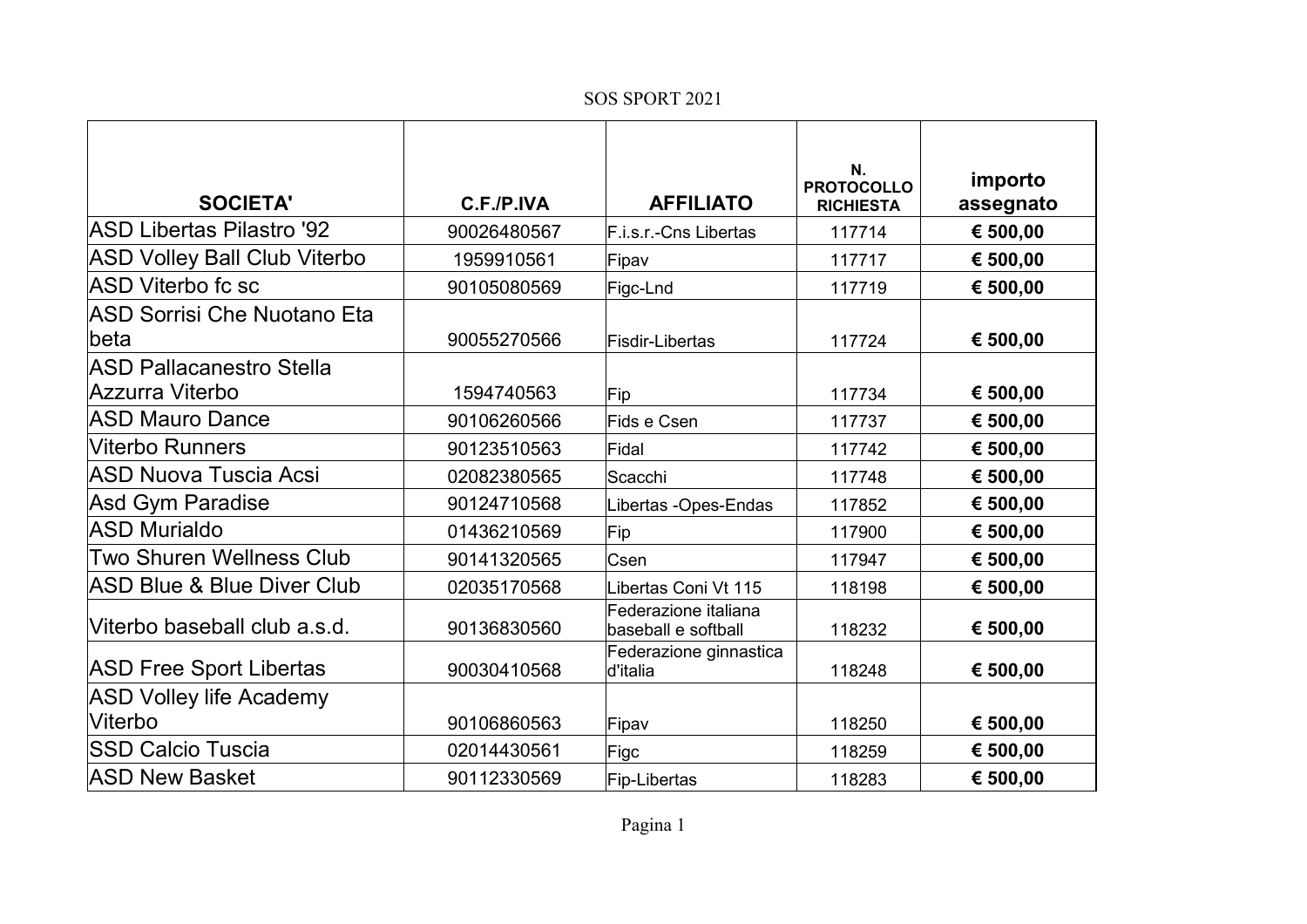SOS SPORT 2021

| SOCIETA' | C.F./P.IVA | AFFILIATO | N. PROTOCOLLO RICHIESTA | importo assegnato |
|---|---|---|---|---|
| ASD Libertas Pilastro '92 | 90026480567 | F.i.s.r.-Cns Libertas | 117714 | **€ 500,00** |
| ASD Volley Ball Club Viterbo | 1959910561 | Fipav | 117717 | **€ 500,00** |
| ASD Viterbo fc sc | 90105080569 | Figc-Lnd | 117719 | **€ 500,00** |
| ASD Sorrisi Che Nuotano Eta beta | 90055270566 | Fisdir-Libertas | 117724 | **€ 500,00** |
| ASD Pallacanestro Stella Azzurra Viterbo | 1594740563 | Fip | 117734 | **€ 500,00** |
| ASD Mauro Dance | 90106260566 | Fids e Csen | 117737 | **€ 500,00** |
| Viterbo Runners | 90123510563 | Fidal | 117742 | **€ 500,00** |
| ASD Nuova Tuscia Acsi | 02082380565 | Scacchi | 117748 | **€ 500,00** |
| Asd Gym Paradise | 90124710568 | Libertas -Opes-Endas | 117852 | **€ 500,00** |
| ASD Murialdo | 01436210569 | Fip | 117900 | **€ 500,00** |
| Two Shuren Wellness Club | 90141320565 | Csen | 117947 | **€ 500,00** |
| ASD Blue & Blue Diver Club | 02035170568 | Libertas Coni Vt 115 | 118198 | **€ 500,00** |
| Viterbo baseball club a.s.d. | 90136830560 | Federazione italiana baseball e softball | 118232 | **€ 500,00** |
| ASD Free Sport Libertas | 90030410568 | Federazione ginnastica d'italia | 118248 | **€ 500,00** |
| ASD Volley life Academy Viterbo | 90106860563 | Fipav | 118250 | **€ 500,00** |
| SSD Calcio Tuscia | 02014430561 | Figc | 118259 | **€ 500,00** |
| ASD New Basket | 90112330569 | Fip-Libertas | 118283 | **€ 500,00** |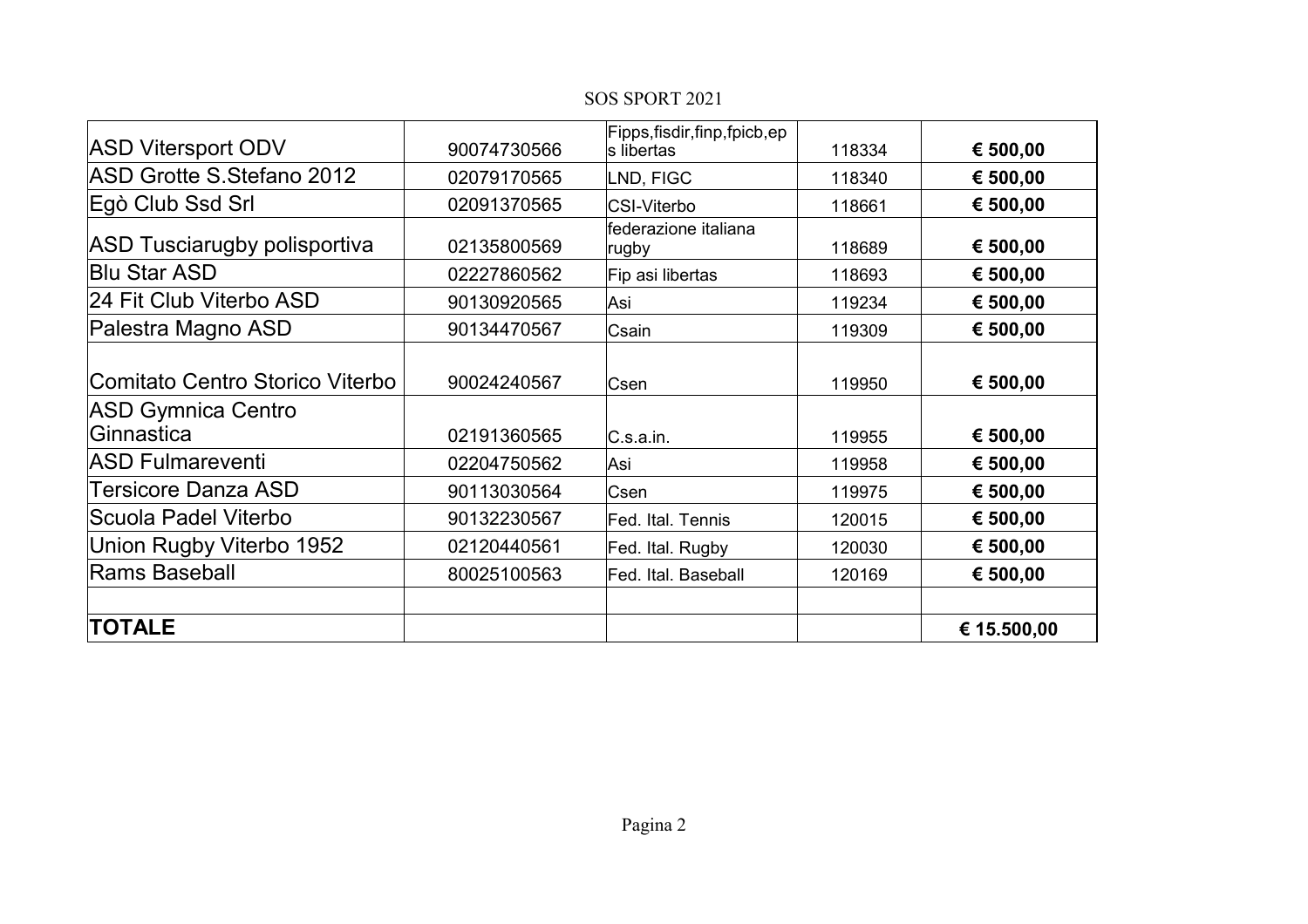SOS SPORT 2021

| | | | | |
|---|---|---|---|---|
| ASD Vitersport ODV | 90074730566 | Fipps,fisdir,finp,fpicb,eps libertas | 118334 | **€ 500,00** |
| ASD Grotte S.Stefano 2012 | 02079170565 | LND, FIGC | 118340 | **€ 500,00** |
| Egò Club Ssd Srl | 02091370565 | CSI-Viterbo | 118661 | **€ 500,00** |
| ASD Tusciarugby polisportiva | 02135800569 | federazione italiana rugby | 118689 | **€ 500,00** |
| Blu Star ASD | 02227860562 | Fip asi libertas | 118693 | **€ 500,00** |
| 24 Fit Club Viterbo ASD | 90130920565 | Asi | 119234 | **€ 500,00** |
| Palestra Magno ASD | 90134470567 | Csain | 119309 | **€ 500,00** |
| Comitato Centro Storico Viterbo | 90024240567 | Csen | 119950 | **€ 500,00** |
| ASD Gymnica Centro Ginnastica | 02191360565 | C.s.a.in. | 119955 | **€ 500,00** |
| ASD Fulmareventi | 02204750562 | Asi | 119958 | **€ 500,00** |
| Tersicore Danza ASD | 90113030564 | Csen | 119975 | **€ 500,00** |
| Scuola Padel Viterbo | 90132230567 | Fed. Ital. Tennis | 120015 | **€ 500,00** |
| Union Rugby Viterbo 1952 | 02120440561 | Fed. Ital. Rugby | 120030 | **€ 500,00** |
| Rams Baseball | 80025100563 | Fed. Ital. Baseball | 120169 | **€ 500,00** |
| | | | | |
| **TOTALE** | | | | **€ 15.500,00** |